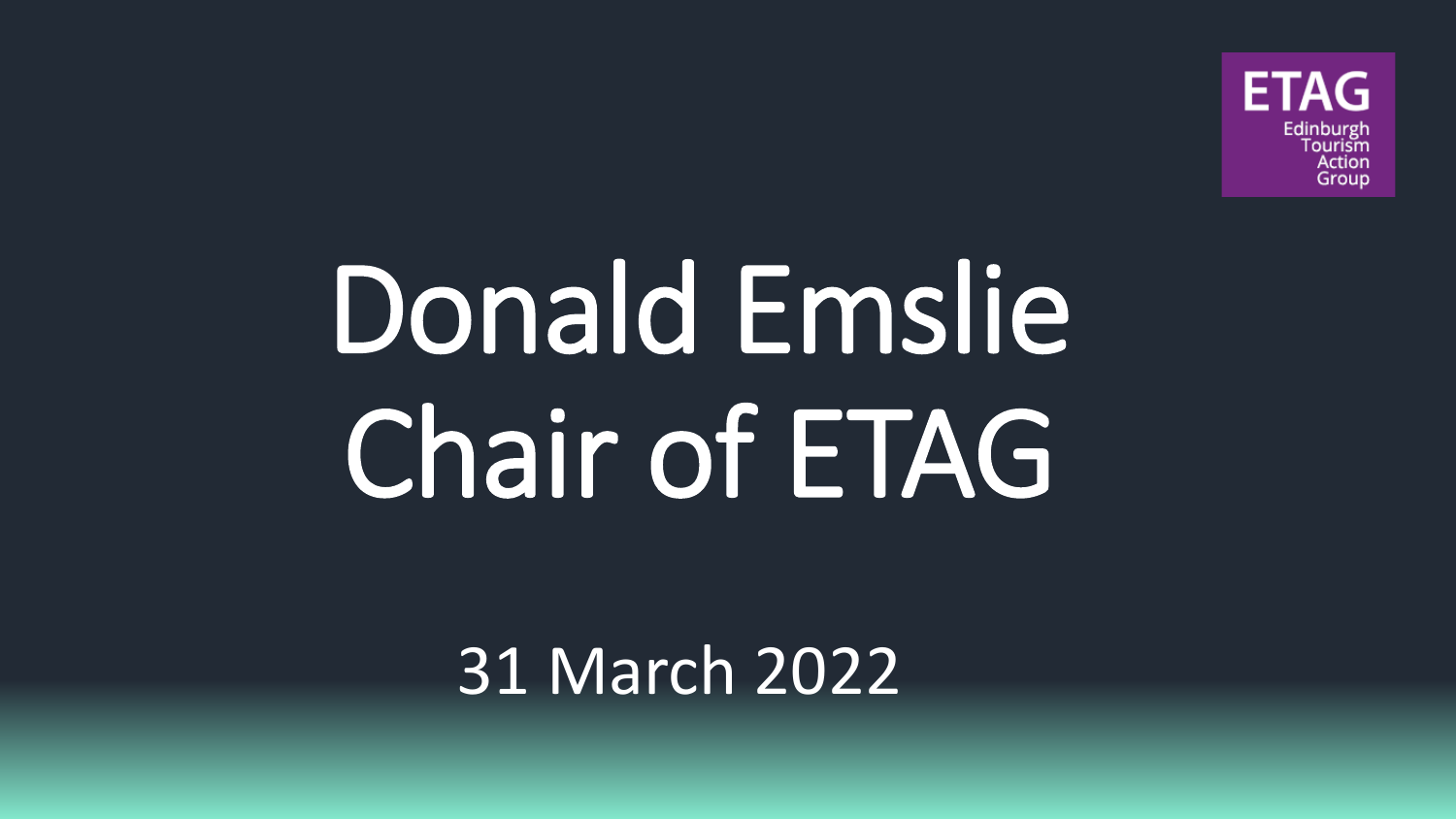ETAG
Edinburgh Tourism Action Group

# Donald Emslie
# Chair of ETAG

31 March 2022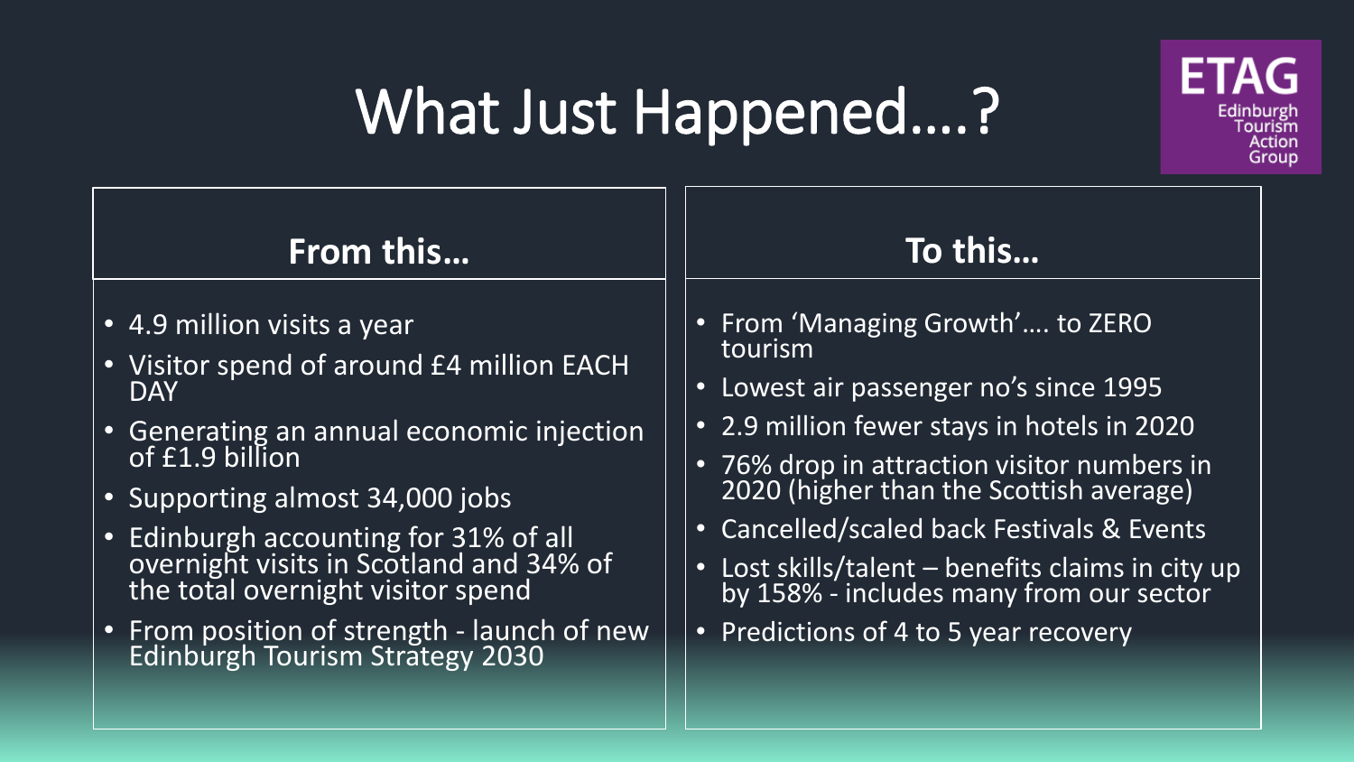# What Just Happened….?

ETAG Edinburgh Tourism Action Group

## From this…

- 4.9 million visits a year
- Visitor spend of around £4 million EACH DAY
- Generating an annual economic injection of £1.9 billion
- Supporting almost 34,000 jobs
- Edinburgh accounting for 31% of all overnight visits in Scotland and 34% of the total overnight visitor spend
- From position of strength - launch of new Edinburgh Tourism Strategy 2030

## To this…

- From 'Managing Growth'…. to ZERO tourism
- Lowest air passenger no's since 1995
- 2.9 million fewer stays in hotels in 2020
- 76% drop in attraction visitor numbers in 2020 (higher than the Scottish average)
- Cancelled/scaled back Festivals & Events
- Lost skills/talent – benefits claims in city up by 158% - includes many from our sector
- Predictions of 4 to 5 year recovery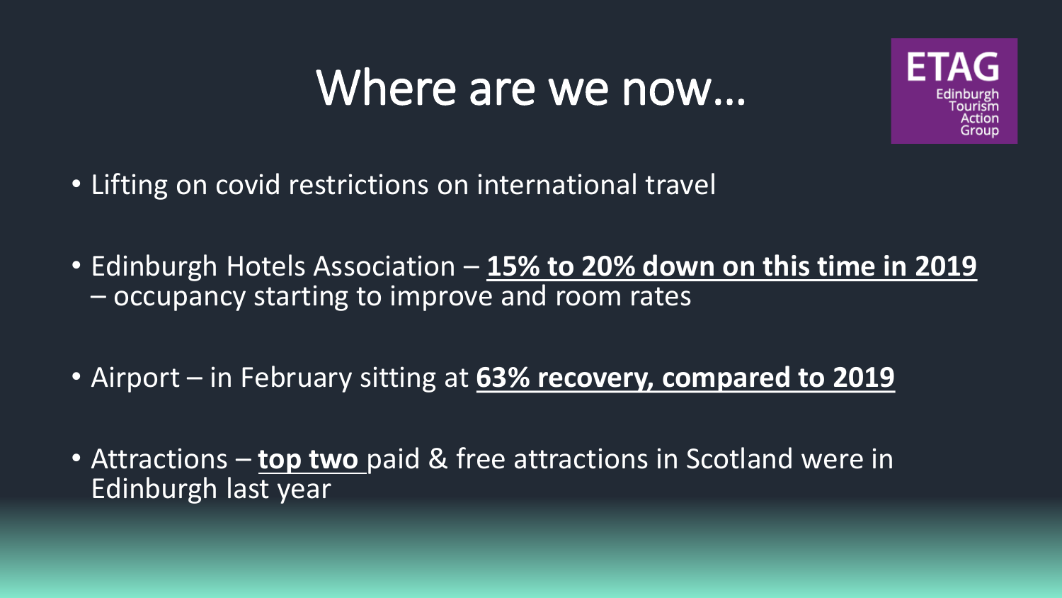# Where are we now…

ETAG Edinburgh Tourism Action Group

- Lifting on covid restrictions on international travel
- Edinburgh Hotels Association – **15% to 20% down on this time in 2019** – occupancy starting to improve and room rates
- Airport – in February sitting at **63% recovery, compared to 2019**
- Attractions – **top two** paid & free attractions in Scotland were in Edinburgh last year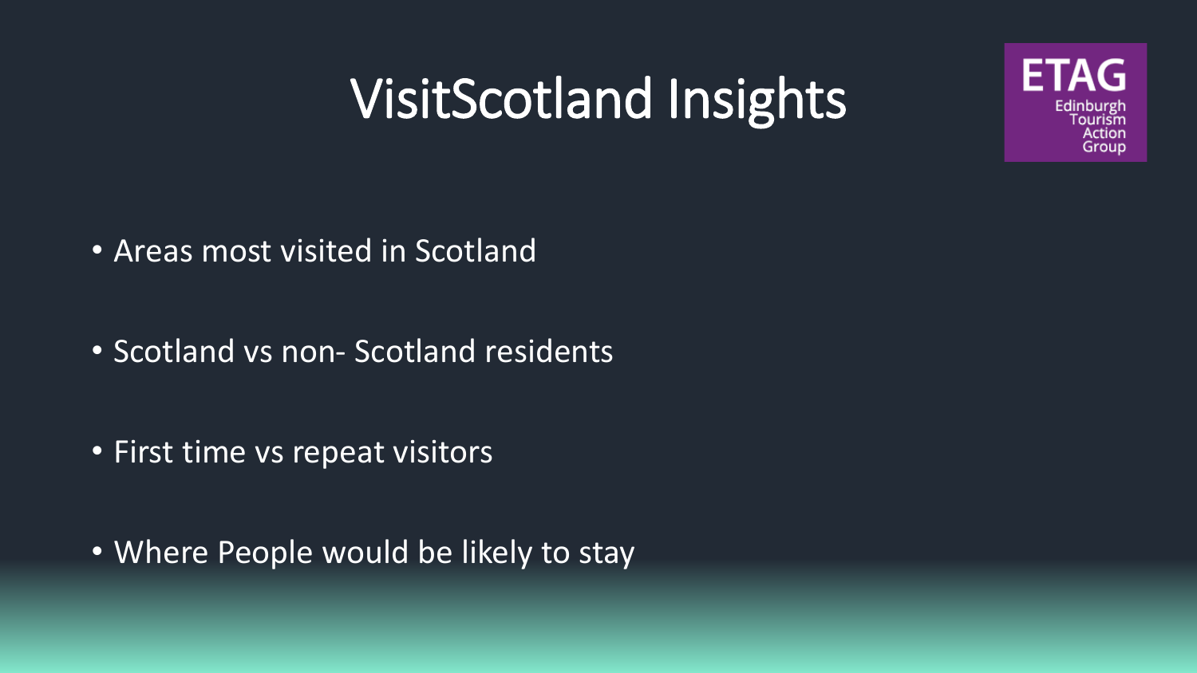# VisitScotland Insights

ETAG Edinburgh Tourism Action Group

- Areas most visited in Scotland
- Scotland vs non- Scotland residents
- First time vs repeat visitors
- Where People would be likely to stay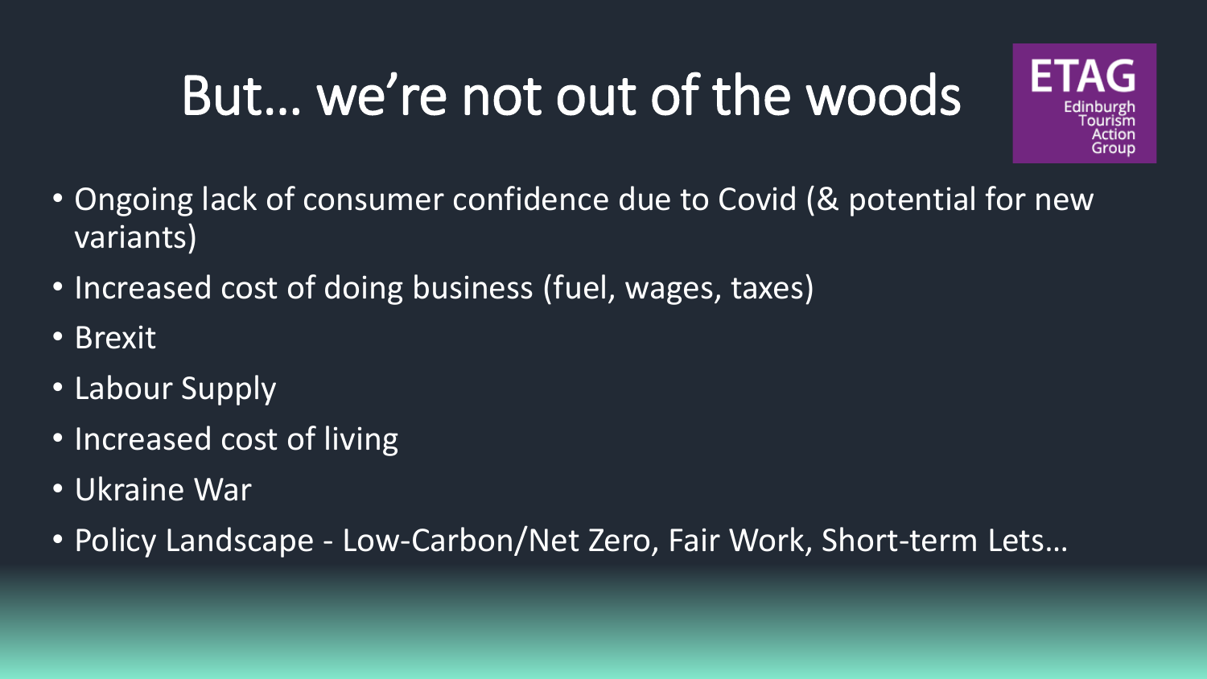# But… we're not out of the woods

ETAG
Edinburgh Tourism Action Group

- Ongoing lack of consumer confidence due to Covid (& potential for new variants)
- Increased cost of doing business (fuel, wages, taxes)
- Brexit
- Labour Supply
- Increased cost of living
- Ukraine War
- Policy Landscape - Low-Carbon/Net Zero, Fair Work, Short-term Lets…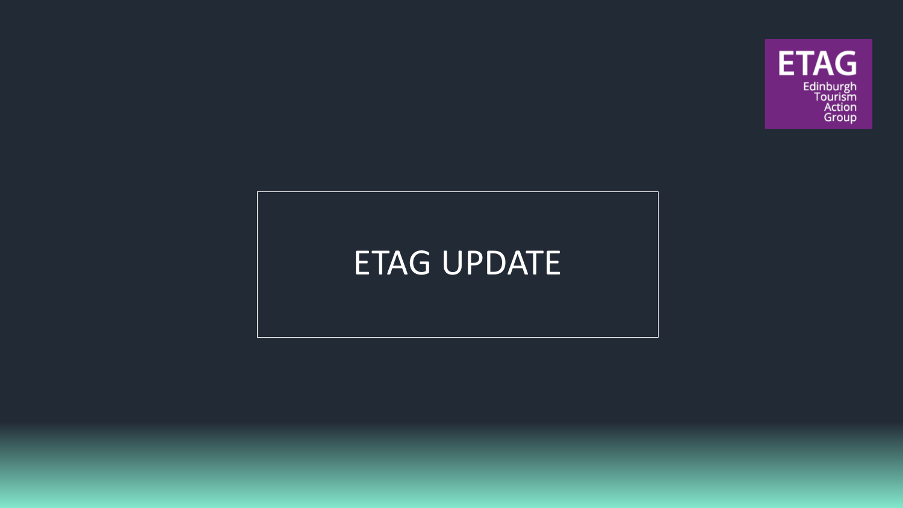ETAG

Edinburgh Tourism Action Group

# ETAG UPDATE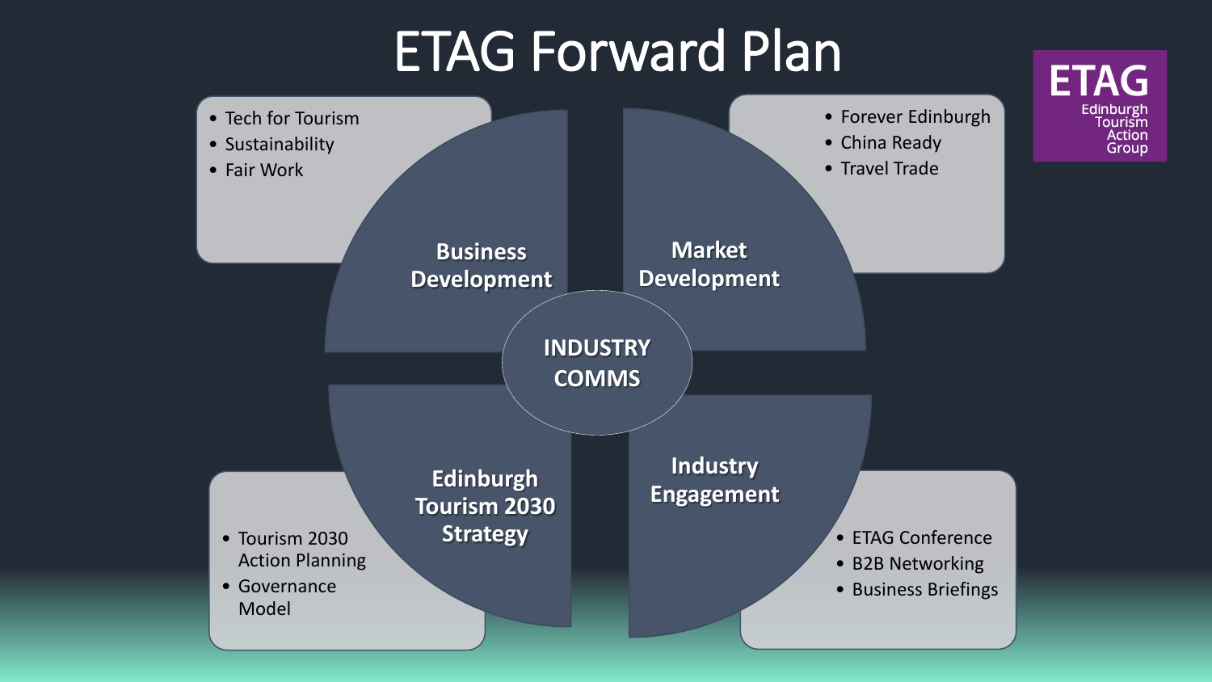# ETAG Forward Plan

ETAG
Edinburgh Tourism Action Group

**INDUSTRY COMMS**

## Business Development

- Tech for Tourism
- Sustainability
- Fair Work

## Market Development

- Forever Edinburgh
- China Ready
- Travel Trade

## Edinburgh Tourism 2030 Strategy

- Tourism 2030 Action Planning
- Governance Model

## Industry Engagement

- ETAG Conference
- B2B Networking
- Business Briefings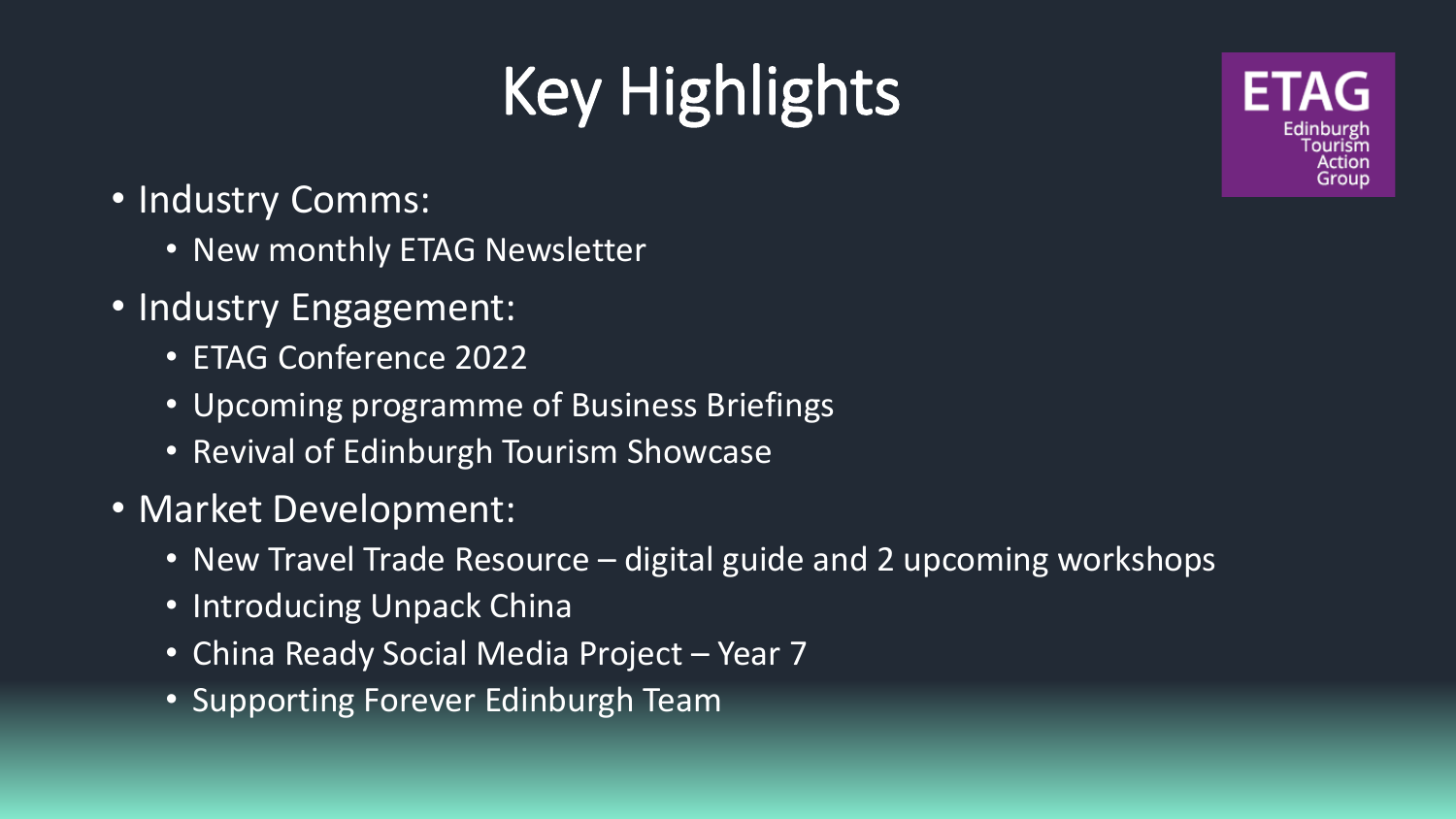# Key Highlights

ETAG
Edinburgh Tourism Action Group

- Industry Comms:
  - New monthly ETAG Newsletter
- Industry Engagement:
  - ETAG Conference 2022
  - Upcoming programme of Business Briefings
  - Revival of Edinburgh Tourism Showcase
- Market Development:
  - New Travel Trade Resource – digital guide and 2 upcoming workshops
  - Introducing Unpack China
  - China Ready Social Media Project – Year 7
  - Supporting Forever Edinburgh Team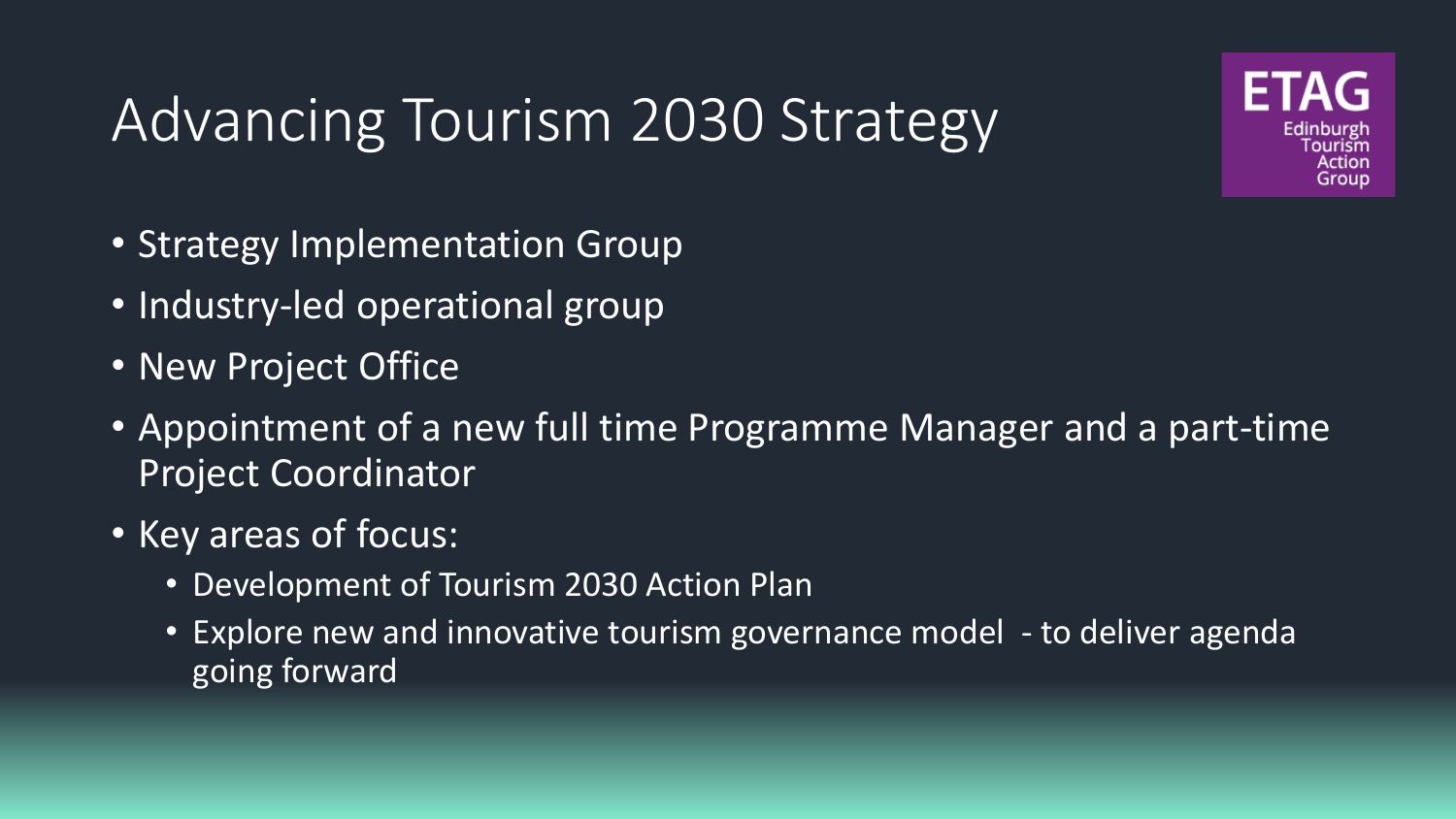# Advancing Tourism 2030 Strategy

ETAG
Edinburgh Tourism Action Group

- Strategy Implementation Group
- Industry-led operational group
- New Project Office
- Appointment of a new full time Programme Manager and a part-time Project Coordinator
- Key areas of focus:
  - Development of Tourism 2030 Action Plan
  - Explore new and innovative tourism governance model - to deliver agenda going forward